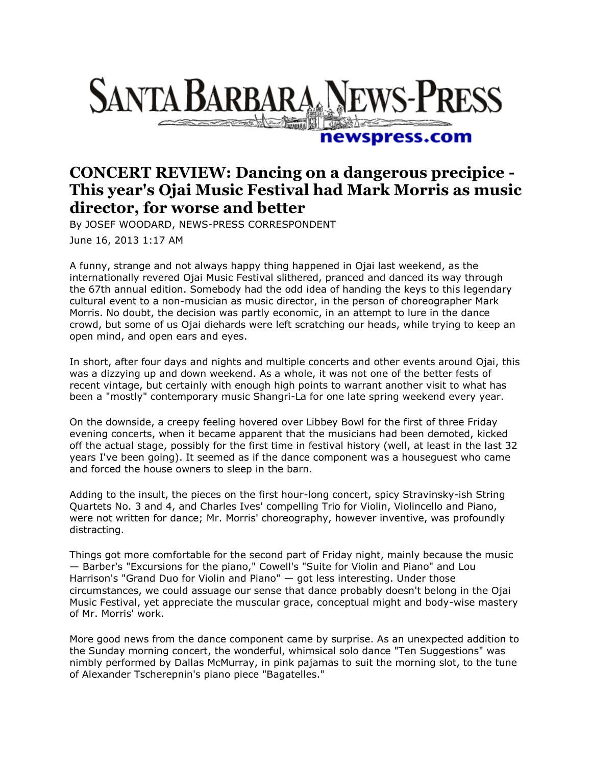# SANTA BARBARA NEWS-PRESS

newspress.com

## CONCERT REVIEW: Dancing on a dangerous precipice - This year's Ojai Music Festival had Mark Morris as music director, for worse and better

By JOSEF WOODARD, NEWS-PRESS CORRESPONDENT

June 16, 2013 1:17 AM

A funny, strange and not always happy thing happened in Ojai last weekend, as the internationally revered Ojai Music Festival slithered, pranced and danced its way through the 67th annual edition. Somebody had the odd idea of handing the keys to this legendary cultural event to a non-musician as music director, in the person of choreographer Mark Morris. No doubt, the decision was partly economic, in an attempt to lure in the dance crowd, but some of us Ojai diehards were left scratching our heads, while trying to keep an open mind, and open ears and eyes.

In short, after four days and nights and multiple concerts and other events around Ojai, this was a dizzying up and down weekend. As a whole, it was not one of the better fests of recent vintage, but certainly with enough high points to warrant another visit to what has been a "mostly" contemporary music Shangri-La for one late spring weekend every year.

On the downside, a creepy feeling hovered over Libbey Bowl for the first of three Friday evening concerts, when it became apparent that the musicians had been demoted, kicked off the actual stage, possibly for the first time in festival history (well, at least in the last 32 years I've been going). It seemed as if the dance component was a houseguest who came and forced the house owners to sleep in the barn.

Adding to the insult, the pieces on the first hour-long concert, spicy Stravinsky-ish String Quartets No. 3 and 4, and Charles Ives' compelling Trio for Violin, Violincello and Piano, were not written for dance; Mr. Morris' choreography, however inventive, was profoundly distracting.

Things got more comfortable for the second part of Friday night, mainly because the music — Barber's "Excursions for the piano," Cowell's "Suite for Violin and Piano" and Lou Harrison's "Grand Duo for Violin and Piano" — got less interesting. Under those circumstances, we could assuage our sense that dance probably doesn't belong in the Ojai Music Festival, yet appreciate the muscular grace, conceptual might and body-wise mastery of Mr. Morris' work.

More good news from the dance component came by surprise. As an unexpected addition to the Sunday morning concert, the wonderful, whimsical solo dance "Ten Suggestions" was nimbly performed by Dallas McMurray, in pink pajamas to suit the morning slot, to the tune of Alexander Tscherepnin's piano piece "Bagatelles."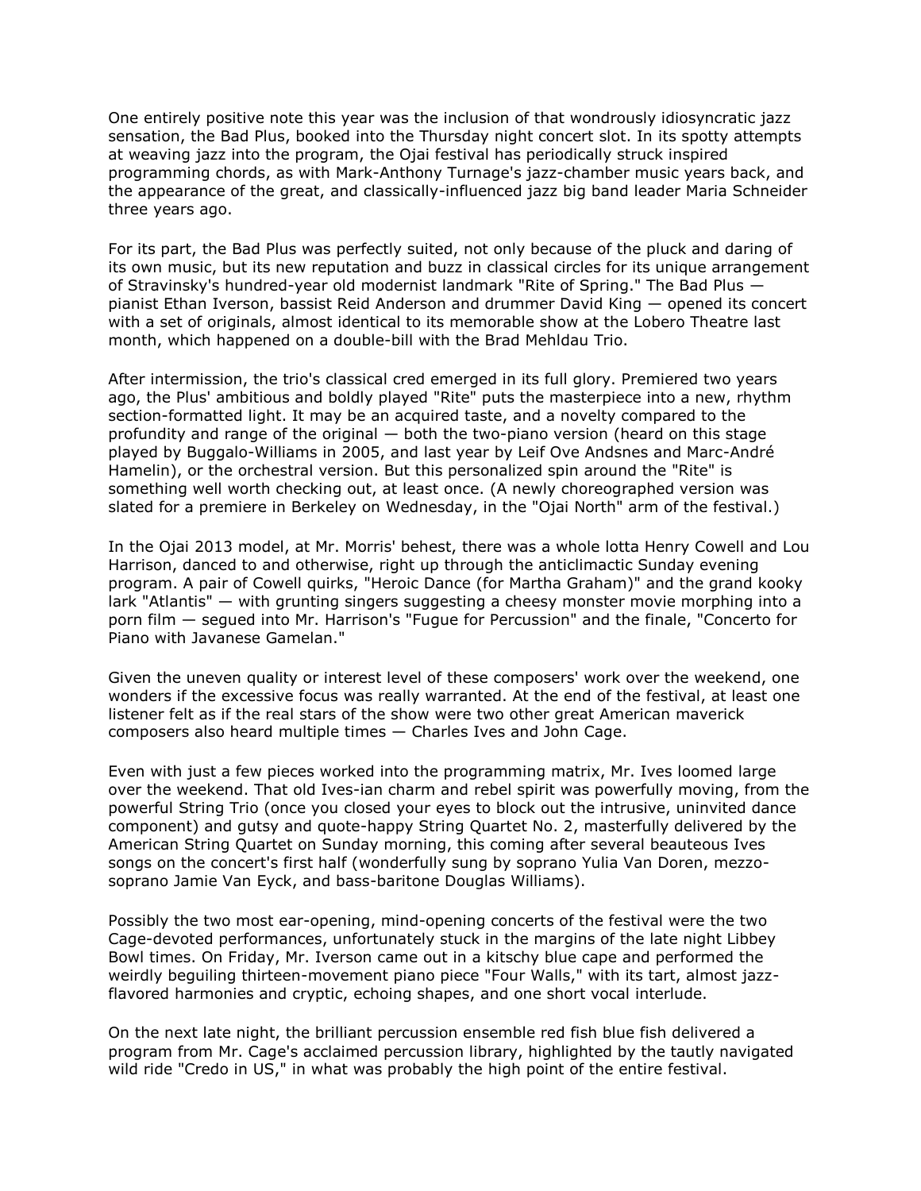One entirely positive note this year was the inclusion of that wondrously idiosyncratic jazz sensation, the Bad Plus, booked into the Thursday night concert slot. In its spotty attempts at weaving jazz into the program, the Ojai festival has periodically struck inspired programming chords, as with Mark-Anthony Turnage's jazz-chamber music years back, and the appearance of the great, and classically-influenced jazz big band leader Maria Schneider three years ago.

For its part, the Bad Plus was perfectly suited, not only because of the pluck and daring of its own music, but its new reputation and buzz in classical circles for its unique arrangement of Stravinsky's hundred-year old modernist landmark "Rite of Spring." The Bad Plus — pianist Ethan Iverson, bassist Reid Anderson and drummer David King — opened its concert with a set of originals, almost identical to its memorable show at the Lobero Theatre last month, which happened on a double-bill with the Brad Mehldau Trio.

After intermission, the trio's classical cred emerged in its full glory. Premiered two years ago, the Plus' ambitious and boldly played "Rite" puts the masterpiece into a new, rhythm section-formatted light. It may be an acquired taste, and a novelty compared to the profundity and range of the original — both the two-piano version (heard on this stage played by Buggalo-Williams in 2005, and last year by Leif Ove Andsnes and Marc-André Hamelin), or the orchestral version. But this personalized spin around the "Rite" is something well worth checking out, at least once. (A newly choreographed version was slated for a premiere in Berkeley on Wednesday, in the "Ojai North" arm of the festival.)

In the Ojai 2013 model, at Mr. Morris' behest, there was a whole lotta Henry Cowell and Lou Harrison, danced to and otherwise, right up through the anticlimactic Sunday evening program. A pair of Cowell quirks, "Heroic Dance (for Martha Graham)" and the grand kooky lark "Atlantis" — with grunting singers suggesting a cheesy monster movie morphing into a porn film — segued into Mr. Harrison's "Fugue for Percussion" and the finale, "Concerto for Piano with Javanese Gamelan."

Given the uneven quality or interest level of these composers' work over the weekend, one wonders if the excessive focus was really warranted. At the end of the festival, at least one listener felt as if the real stars of the show were two other great American maverick composers also heard multiple times — Charles Ives and John Cage.

Even with just a few pieces worked into the programming matrix, Mr. Ives loomed large over the weekend. That old Ives-ian charm and rebel spirit was powerfully moving, from the powerful String Trio (once you closed your eyes to block out the intrusive, uninvited dance component) and gutsy and quote-happy String Quartet No. 2, masterfully delivered by the American String Quartet on Sunday morning, this coming after several beauteous Ives songs on the concert's first half (wonderfully sung by soprano Yulia Van Doren, mezzo-soprano Jamie Van Eyck, and bass-baritone Douglas Williams).

Possibly the two most ear-opening, mind-opening concerts of the festival were the two Cage-devoted performances, unfortunately stuck in the margins of the late night Libbey Bowl times. On Friday, Mr. Iverson came out in a kitschy blue cape and performed the weirdly beguiling thirteen-movement piano piece "Four Walls," with its tart, almost jazz-flavored harmonies and cryptic, echoing shapes, and one short vocal interlude.

On the next late night, the brilliant percussion ensemble red fish blue fish delivered a program from Mr. Cage's acclaimed percussion library, highlighted by the tautly navigated wild ride "Credo in US," in what was probably the high point of the entire festival.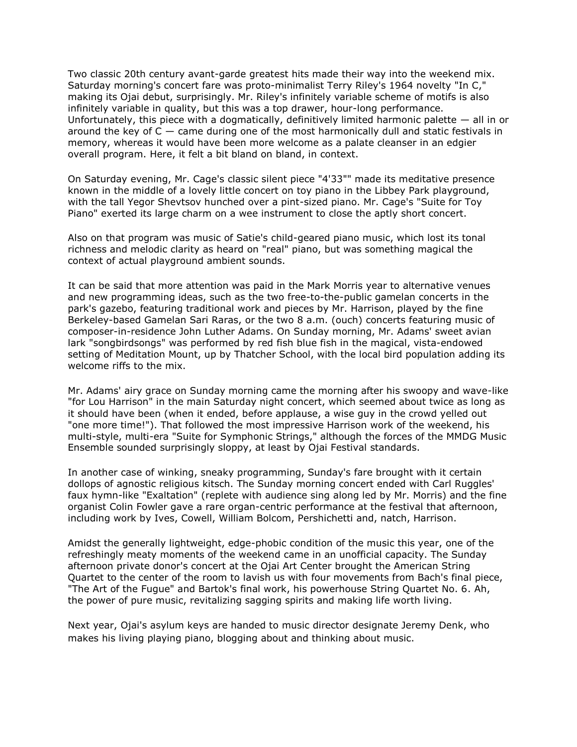Two classic 20th century avant-garde greatest hits made their way into the weekend mix. Saturday morning's concert fare was proto-minimalist Terry Riley's 1964 novelty "In C," making its Ojai debut, surprisingly. Mr. Riley's infinitely variable scheme of motifs is also infinitely variable in quality, but this was a top drawer, hour-long performance. Unfortunately, this piece with a dogmatically, definitively limited harmonic palette — all in or around the key of C — came during one of the most harmonically dull and static festivals in memory, whereas it would have been more welcome as a palate cleanser in an edgier overall program. Here, it felt a bit bland on bland, in context.

On Saturday evening, Mr. Cage's classic silent piece "4'33"" made its meditative presence known in the middle of a lovely little concert on toy piano in the Libbey Park playground, with the tall Yegor Shevtsov hunched over a pint-sized piano. Mr. Cage's "Suite for Toy Piano" exerted its large charm on a wee instrument to close the aptly short concert.

Also on that program was music of Satie's child-geared piano music, which lost its tonal richness and melodic clarity as heard on "real" piano, but was something magical the context of actual playground ambient sounds.

It can be said that more attention was paid in the Mark Morris year to alternative venues and new programming ideas, such as the two free-to-the-public gamelan concerts in the park's gazebo, featuring traditional work and pieces by Mr. Harrison, played by the fine Berkeley-based Gamelan Sari Raras, or the two 8 a.m. (ouch) concerts featuring music of composer-in-residence John Luther Adams. On Sunday morning, Mr. Adams' sweet avian lark "songbirdsongs" was performed by red fish blue fish in the magical, vista-endowed setting of Meditation Mount, up by Thatcher School, with the local bird population adding its welcome riffs to the mix.

Mr. Adams' airy grace on Sunday morning came the morning after his swoopy and wave-like "for Lou Harrison" in the main Saturday night concert, which seemed about twice as long as it should have been (when it ended, before applause, a wise guy in the crowd yelled out "one more time!"). That followed the most impressive Harrison work of the weekend, his multi-style, multi-era "Suite for Symphonic Strings," although the forces of the MMDG Music Ensemble sounded surprisingly sloppy, at least by Ojai Festival standards.

In another case of winking, sneaky programming, Sunday's fare brought with it certain dollops of agnostic religious kitsch. The Sunday morning concert ended with Carl Ruggles' faux hymn-like "Exaltation" (replete with audience sing along led by Mr. Morris) and the fine organist Colin Fowler gave a rare organ-centric performance at the festival that afternoon, including work by Ives, Cowell, William Bolcom, Pershichetti and, natch, Harrison.

Amidst the generally lightweight, edge-phobic condition of the music this year, one of the refreshingly meaty moments of the weekend came in an unofficial capacity. The Sunday afternoon private donor's concert at the Ojai Art Center brought the American String Quartet to the center of the room to lavish us with four movements from Bach's final piece, "The Art of the Fugue" and Bartok's final work, his powerhouse String Quartet No. 6. Ah, the power of pure music, revitalizing sagging spirits and making life worth living.

Next year, Ojai's asylum keys are handed to music director designate Jeremy Denk, who makes his living playing piano, blogging about and thinking about music.